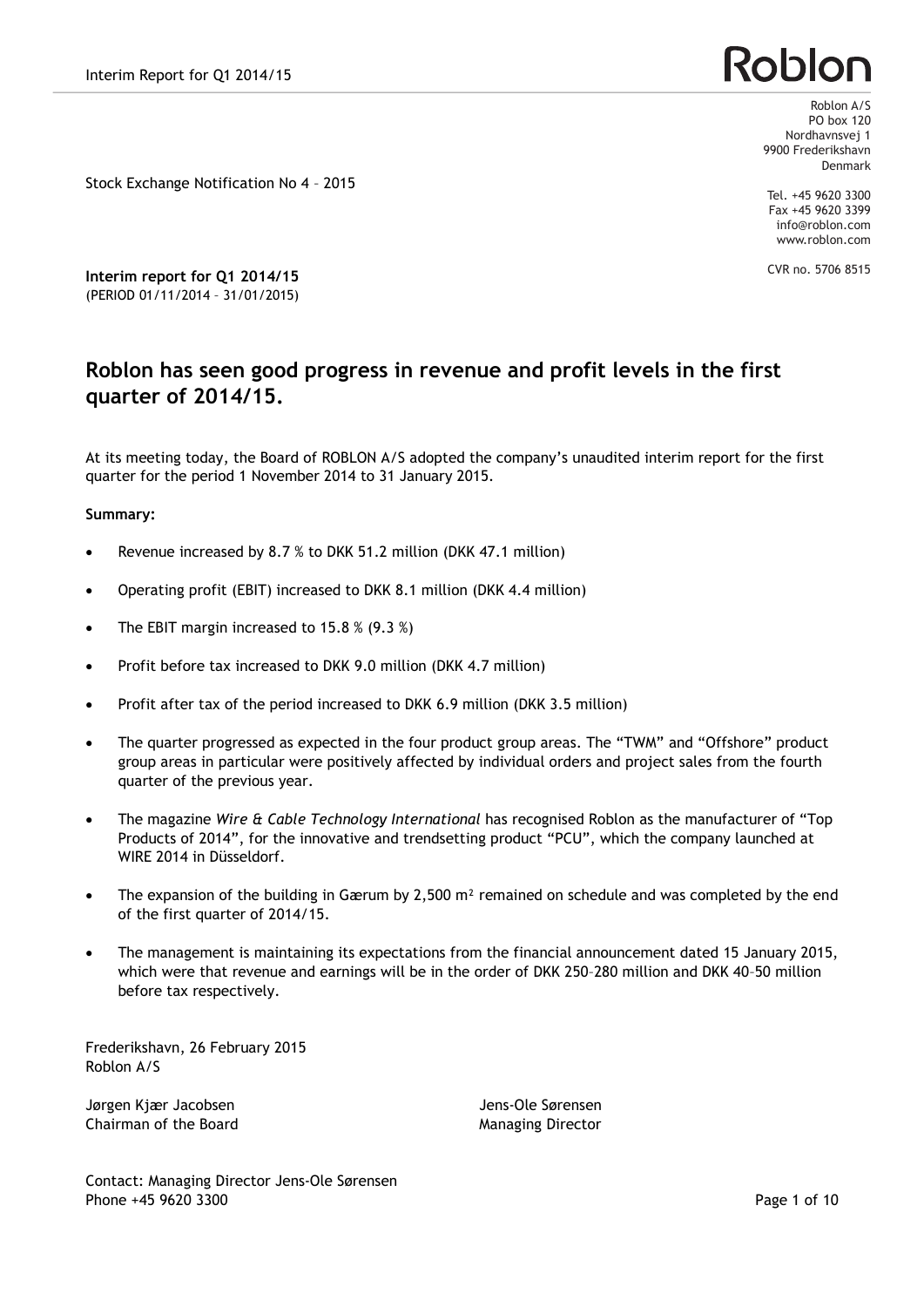Roblon A/S
PO box 120
Nordhavnsvej 1
9900 Frederikshavn
Denmark

Tel. +45 9620 3300
Fax +45 9620 3399
info@roblon.com
www.roblon.com

CVR no. 5706 8515

Stock Exchange Notification No 4 – 2015

**Interim report for Q1 2014/15**
(PERIOD 01/11/2014 – 31/01/2015)

## Roblon has seen good progress in revenue and profit levels in the first quarter of 2014/15.

At its meeting today, the Board of ROBLON A/S adopted the company's unaudited interim report for the first quarter for the period 1 November 2014 to 31 January 2015.

**Summary:**

- Revenue increased by 8.7 % to DKK 51.2 million (DKK 47.1 million)
- Operating profit (EBIT) increased to DKK 8.1 million (DKK 4.4 million)
- The EBIT margin increased to 15.8 % (9.3 %)
- Profit before tax increased to DKK 9.0 million (DKK 4.7 million)
- Profit after tax of the period increased to DKK 6.9 million (DKK 3.5 million)
- The quarter progressed as expected in the four product group areas. The "TWM" and "Offshore" product group areas in particular were positively affected by individual orders and project sales from the fourth quarter of the previous year.
- The magazine *Wire & Cable Technology International* has recognised Roblon as the manufacturer of "Top Products of 2014", for the innovative and trendsetting product "PCU", which the company launched at WIRE 2014 in Düsseldorf.
- The expansion of the building in Gærum by 2,500 m² remained on schedule and was completed by the end of the first quarter of 2014/15.
- The management is maintaining its expectations from the financial announcement dated 15 January 2015, which were that revenue and earnings will be in the order of DKK 250–280 million and DKK 40–50 million before tax respectively.

Frederikshavn, 26 February 2015
Roblon A/S

Jørgen Kjær Jacobsen
Chairman of the Board

Jens-Ole Sørensen
Managing Director

Contact: Managing Director Jens-Ole Sørensen
Phone +45 9620 3300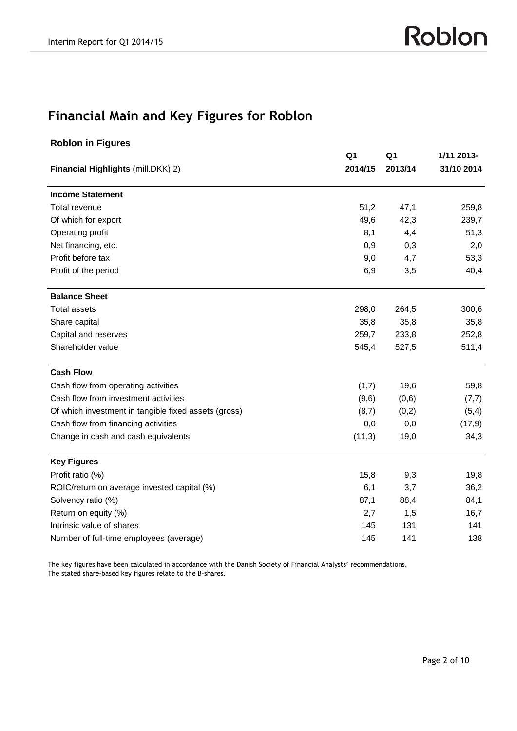# Financial Main and Key Figures for Roblon

**Roblon in Figures**

| **Financial Highlights** (mill.DKK) 2) | **Q1 2014/15** | **Q1 2013/14** | **1/11 2013- 31/10 2014** |
|---|---|---|---|
| **Income Statement** | | | |
| Total revenue | 51,2 | 47,1 | 259,8 |
| Of which for export | 49,6 | 42,3 | 239,7 |
| Operating profit | 8,1 | 4,4 | 51,3 |
| Net financing, etc. | 0,9 | 0,3 | 2,0 |
| Profit before tax | 9,0 | 4,7 | 53,3 |
| Profit of the period | 6,9 | 3,5 | 40,4 |
| **Balance Sheet** | | | |
| Total assets | 298,0 | 264,5 | 300,6 |
| Share capital | 35,8 | 35,8 | 35,8 |
| Capital and reserves | 259,7 | 233,8 | 252,8 |
| Shareholder value | 545,4 | 527,5 | 511,4 |
| **Cash Flow** | | | |
| Cash flow from operating activities | (1,7) | 19,6 | 59,8 |
| Cash flow from investment activities | (9,6) | (0,6) | (7,7) |
| Of which investment in tangible fixed assets (gross) | (8,7) | (0,2) | (5,4) |
| Cash flow from financing activities | 0,0 | 0,0 | (17,9) |
| Change in cash and cash equivalents | (11,3) | 19,0 | 34,3 |
| **Key Figures** | | | |
| Profit ratio (%) | 15,8 | 9,3 | 19,8 |
| ROIC/return on average invested capital (%) | 6,1 | 3,7 | 36,2 |
| Solvency ratio (%) | 87,1 | 88,4 | 84,1 |
| Return on equity (%) | 2,7 | 1,5 | 16,7 |
| Intrinsic value of shares | 145 | 131 | 141 |
| Number of full-time employees (average) | 145 | 141 | 138 |

The key figures have been calculated in accordance with the Danish Society of Financial Analysts' recommendations.
The stated share-based key figures relate to the B-shares.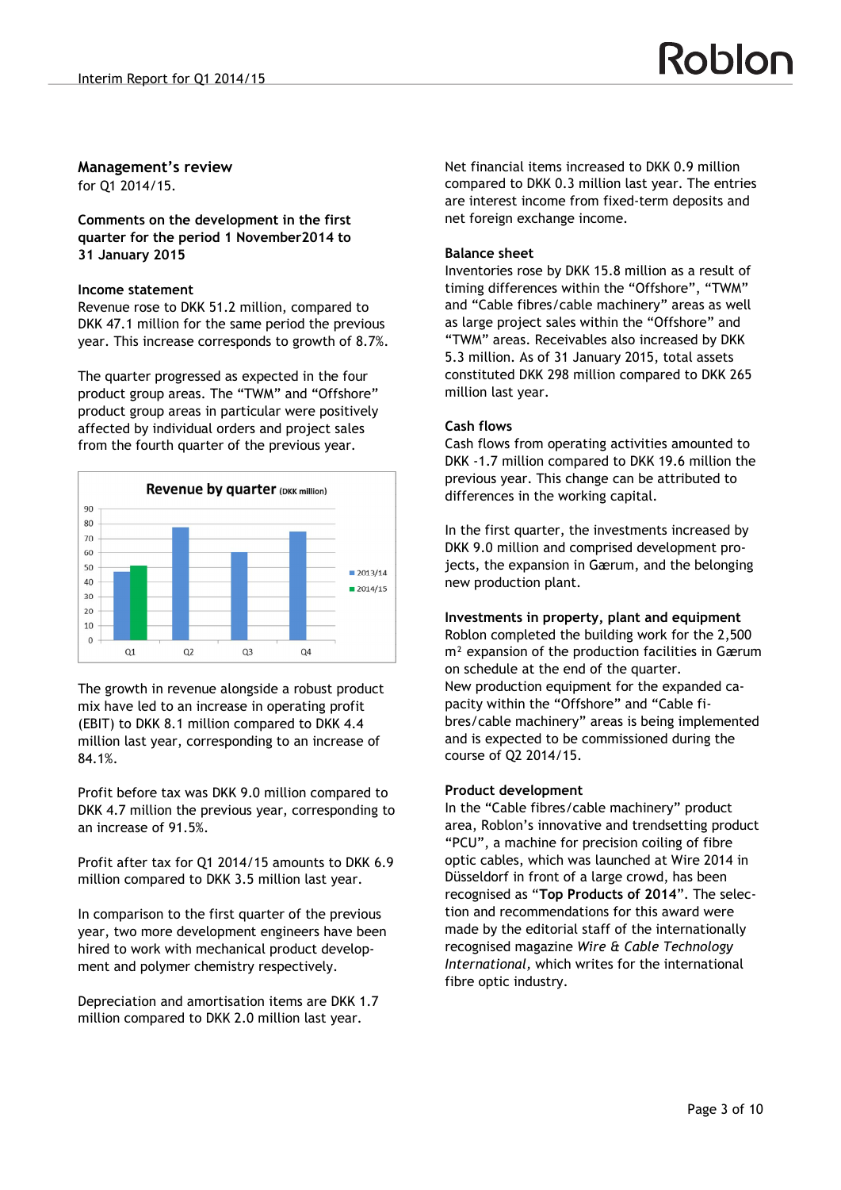## Management's review

for Q1 2014/15.

### Comments on the development in the first quarter for the period 1 November2014 to 31 January 2015

#### Income statement

Revenue rose to DKK 51.2 million, compared to DKK 47.1 million for the same period the previous year. This increase corresponds to growth of 8.7%.

The quarter progressed as expected in the four product group areas. The "TWM" and "Offshore" product group areas in particular were positively affected by individual orders and project sales from the fourth quarter of the previous year.

The growth in revenue alongside a robust product mix have led to an increase in operating profit (EBIT) to DKK 8.1 million compared to DKK 4.4 million last year, corresponding to an increase of 84.1%.

Profit before tax was DKK 9.0 million compared to DKK 4.7 million the previous year, corresponding to an increase of 91.5%.

Profit after tax for Q1 2014/15 amounts to DKK 6.9 million compared to DKK 3.5 million last year.

In comparison to the first quarter of the previous year, two more development engineers have been hired to work with mechanical product development and polymer chemistry respectively.

Depreciation and amortisation items are DKK 1.7 million compared to DKK 2.0 million last year.

Net financial items increased to DKK 0.9 million compared to DKK 0.3 million last year. The entries are interest income from fixed-term deposits and net foreign exchange income.

#### Balance sheet

Inventories rose by DKK 15.8 million as a result of timing differences within the "Offshore", "TWM" and "Cable fibres/cable machinery" areas as well as large project sales within the "Offshore" and "TWM" areas. Receivables also increased by DKK 5.3 million. As of 31 January 2015, total assets constituted DKK 298 million compared to DKK 265 million last year.

#### Cash flows

Cash flows from operating activities amounted to DKK -1.7 million compared to DKK 19.6 million the previous year. This change can be attributed to differences in the working capital.

In the first quarter, the investments increased by DKK 9.0 million and comprised development projects, the expansion in Gærum, and the belonging new production plant.

#### Investments in property, plant and equipment

Roblon completed the building work for the 2,500 m² expansion of the production facilities in Gærum on schedule at the end of the quarter.
New production equipment for the expanded capacity within the "Offshore" and "Cable fibres/cable machinery" areas is being implemented and is expected to be commissioned during the course of Q2 2014/15.

#### Product development

In the "Cable fibres/cable machinery" product area, Roblon's innovative and trendsetting product "PCU", a machine for precision coiling of fibre optic cables, which was launched at Wire 2014 in Düsseldorf in front of a large crowd, has been recognised as "**Top Products of 2014**". The selection and recommendations for this award were made by the editorial staff of the internationally recognised magazine *Wire & Cable Technology International*, which writes for the international fibre optic industry.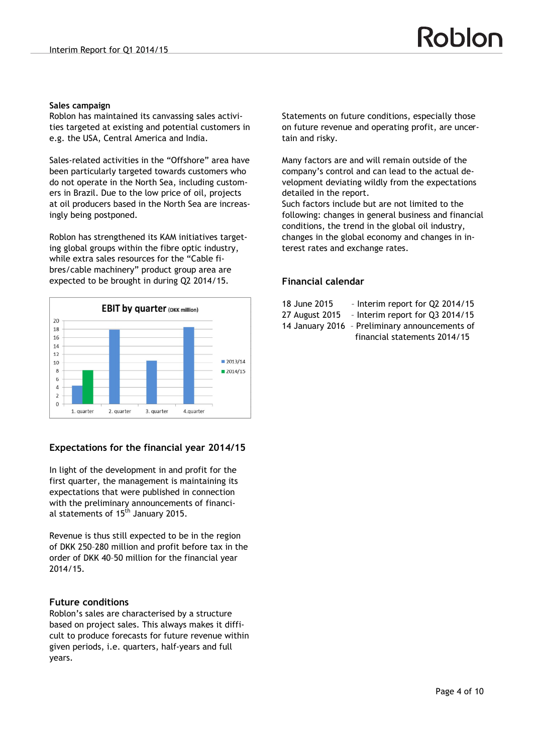**Sales campaign**
Roblon has maintained its canvassing sales activities targeted at existing and potential customers in e.g. the USA, Central America and India.

Sales-related activities in the "Offshore" area have been particularly targeted towards customers who do not operate in the North Sea, including customers in Brazil. Due to the low price of oil, projects at oil producers based in the North Sea are increasingly being postponed.

Roblon has strengthened its KAM initiatives targeting global groups within the fibre optic industry, while extra sales resources for the "Cable fibres/cable machinery" product group area are expected to be brought in during Q2 2014/15.

**EBIT by quarter** (DKK million)

## Expectations for the financial year 2014/15

In light of the development in and profit for the first quarter, the management is maintaining its expectations that were published in connection with the preliminary announcements of financial statements of 15th January 2015.

Revenue is thus still expected to be in the region of DKK 250–280 million and profit before tax in the order of DKK 40–50 million for the financial year 2014/15.

## Future conditions

Roblon's sales are characterised by a structure based on project sales. This always makes it difficult to produce forecasts for future revenue within given periods, i.e. quarters, half-years and full years.

Statements on future conditions, especially those on future revenue and operating profit, are uncertain and risky.

Many factors are and will remain outside of the company's control and can lead to the actual development deviating wildly from the expectations detailed in the report.
Such factors include but are not limited to the following: changes in general business and financial conditions, the trend in the global oil industry, changes in the global economy and changes in interest rates and exchange rates.

## Financial calendar

| | |
|---|---|
| 18 June 2015 | - Interim report for Q2 2014/15 |
| 27 August 2015 | - Interim report for Q3 2014/15 |
| 14 January 2016 | - Preliminary announcements of financial statements 2014/15 |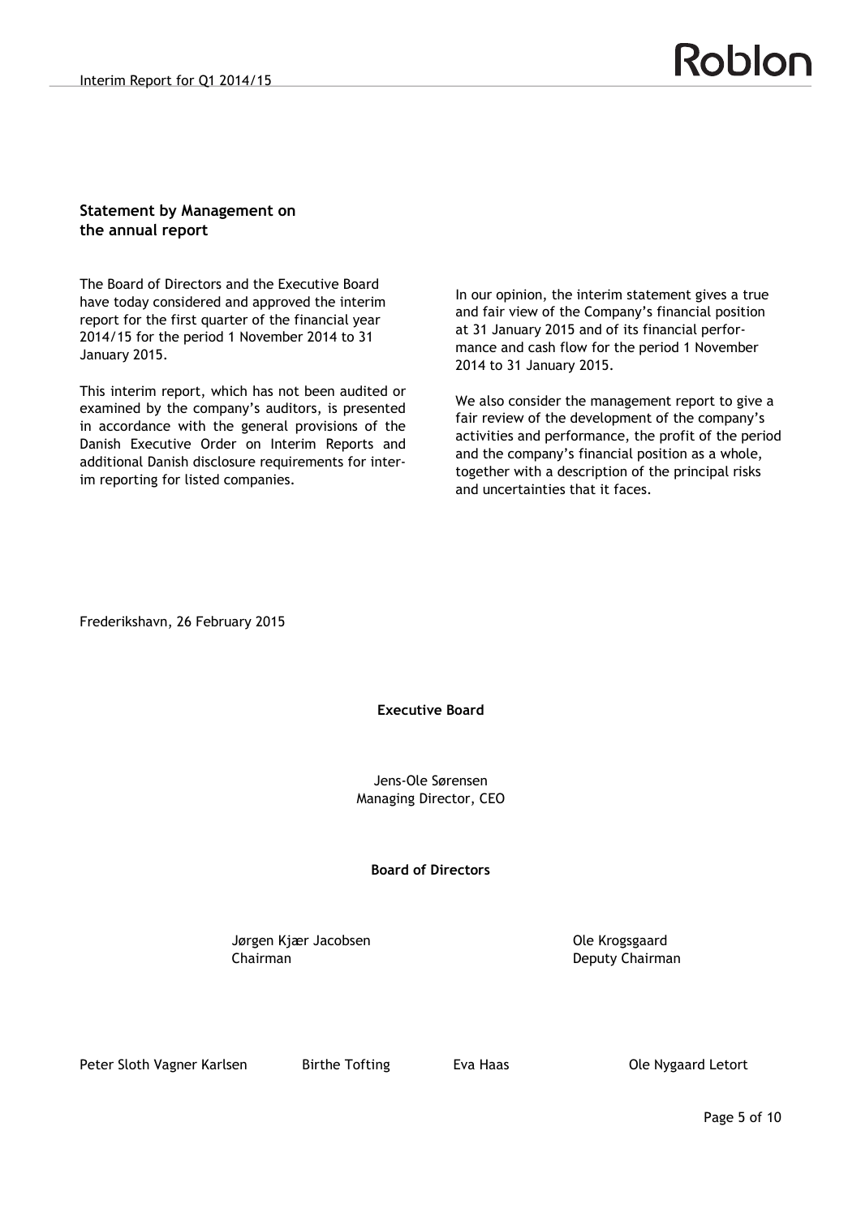## Statement by Management on the annual report

The Board of Directors and the Executive Board have today considered and approved the interim report for the first quarter of the financial year 2014/15 for the period 1 November 2014 to 31 January 2015.

This interim report, which has not been audited or examined by the company's auditors, is presented in accordance with the general provisions of the Danish Executive Order on Interim Reports and additional Danish disclosure requirements for interim reporting for listed companies.

In our opinion, the interim statement gives a true and fair view of the Company's financial position at 31 January 2015 and of its financial performance and cash flow for the period 1 November 2014 to 31 January 2015.

We also consider the management report to give a fair review of the development of the company's activities and performance, the profit of the period and the company's financial position as a whole, together with a description of the principal risks and uncertainties that it faces.

Frederikshavn, 26 February 2015

**Executive Board**

Jens-Ole Sørensen
Managing Director, CEO

**Board of Directors**

Jørgen Kjær Jacobsen
Chairman

Ole Krogsgaard
Deputy Chairman

Peter Sloth Vagner Karlsen

Birthe Tofting

Eva Haas

Ole Nygaard Letort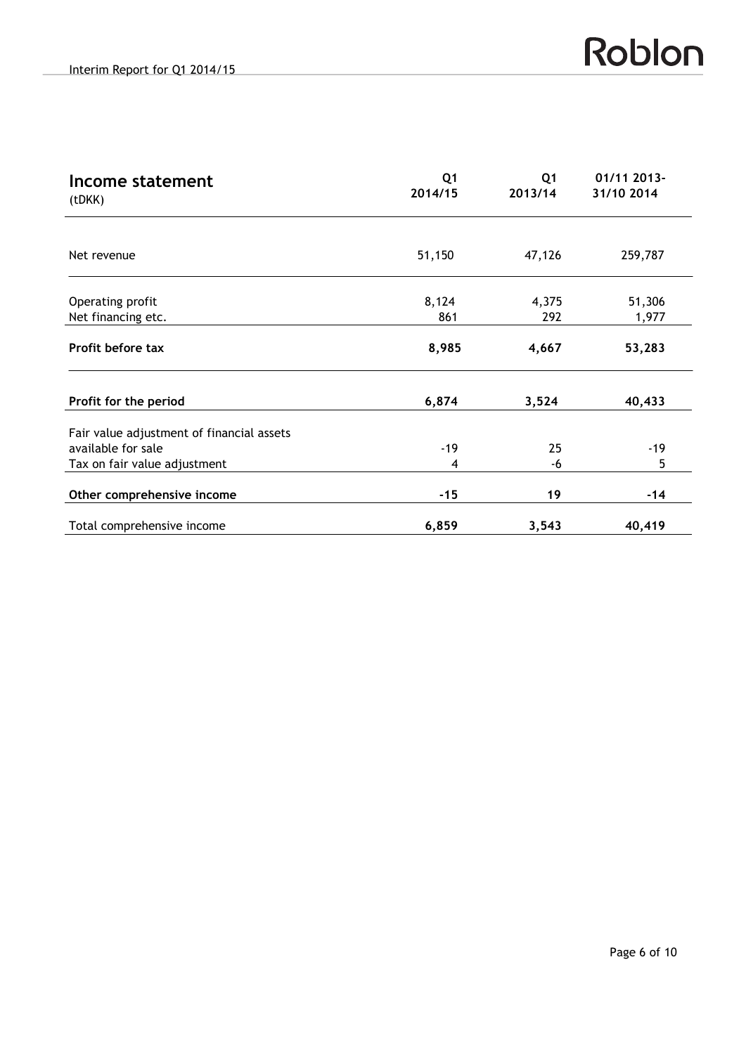| Income statement (tDKK) | Q1 2014/15 | Q1 2013/14 | 01/11 2013- 31/10 2014 |
|---|---|---|---|
| Net revenue | 51,150 | 47,126 | 259,787 |
| Operating profit | 8,124 | 4,375 | 51,306 |
| Net financing etc. | 861 | 292 | 1,977 |
| **Profit before tax** | **8,985** | **4,667** | **53,283** |
| **Profit for the period** | **6,874** | **3,524** | **40,433** |
| Fair value adjustment of financial assets available for sale | -19 | 25 | -19 |
| Tax on fair value adjustment | 4 | -6 | 5 |
| **Other comprehensive income** | **-15** | **19** | **-14** |
| Total comprehensive income | **6,859** | **3,543** | **40,419** |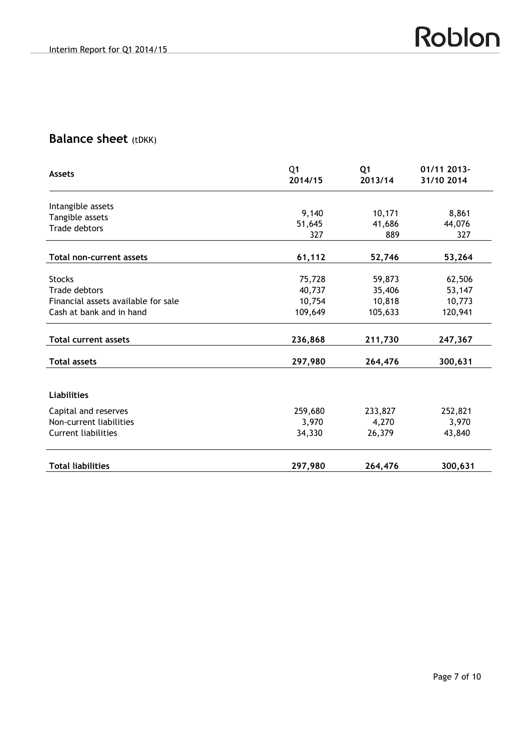## Balance sheet (tDKK)

| Assets | Q1 2014/15 | Q1 2013/14 | 01/11 2013- 31/10 2014 |
|---|---|---|---|
| Intangible assets | 9,140 | 10,171 | 8,861 |
| Tangible assets | 51,645 | 41,686 | 44,076 |
| Trade debtors | 327 | 889 | 327 |
| **Total non-current assets** | **61,112** | **52,746** | **53,264** |
| Stocks | 75,728 | 59,873 | 62,506 |
| Trade debtors | 40,737 | 35,406 | 53,147 |
| Financial assets available for sale | 10,754 | 10,818 | 10,773 |
| Cash at bank and in hand | 109,649 | 105,633 | 120,941 |
| **Total current assets** | **236,868** | **211,730** | **247,367** |
| **Total assets** | **297,980** | **264,476** | **300,631** |
| **Liabilities** | | | |
| Capital and reserves | 259,680 | 233,827 | 252,821 |
| Non-current liabilities | 3,970 | 4,270 | 3,970 |
| Current liabilities | 34,330 | 26,379 | 43,840 |
| **Total liabilities** | **297,980** | **264,476** | **300,631** |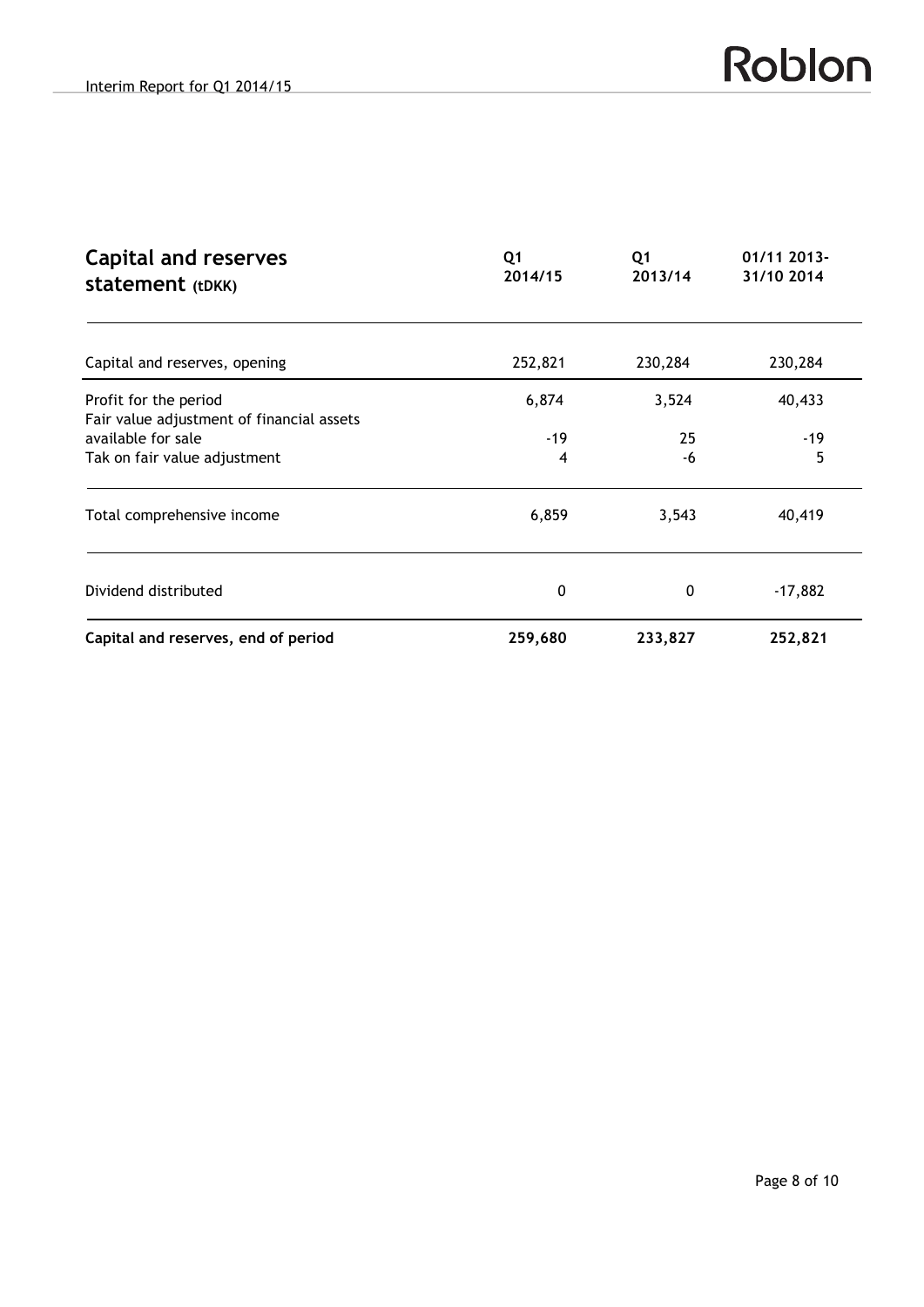| Capital and reserves statement (tDKK) | Q1 2014/15 | Q1 2013/14 | 01/11 2013-31/10 2014 |
|---|---|---|---|
| Capital and reserves, opening | 252,821 | 230,284 | 230,284 |
| Profit for the period | 6,874 | 3,524 | 40,433 |
| Fair value adjustment of financial assets available for sale | -19 | 25 | -19 |
| Tak on fair value adjustment | 4 | -6 | 5 |
| Total comprehensive income | 6,859 | 3,543 | 40,419 |
| Dividend distributed | 0 | 0 | -17,882 |
| **Capital and reserves, end of period** | **259,680** | **233,827** | **252,821** |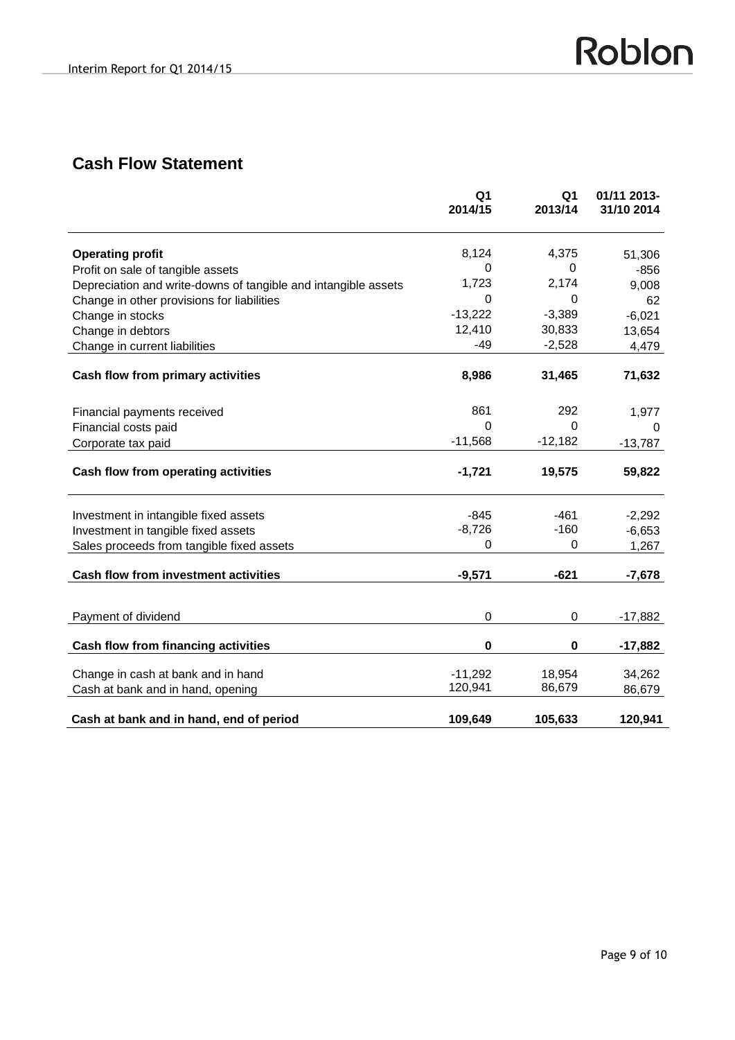## Cash Flow Statement

| | Q1 2014/15 | Q1 2013/14 | 01/11 2013-31/10 2014 |
|---|---|---|---|
| **Operating profit** | 8,124 | 4,375 | 51,306 |
| Profit on sale of tangible assets | 0 | 0 | -856 |
| Depreciation and write-downs of tangible and intangible assets | 1,723 | 2,174 | 9,008 |
| Change in other provisions for liabilities | 0 | 0 | 62 |
| Change in stocks | -13,222 | -3,389 | -6,021 |
| Change in debtors | 12,410 | 30,833 | 13,654 |
| Change in current liabilities | -49 | -2,528 | 4,479 |
| **Cash flow from primary activities** | **8,986** | **31,465** | **71,632** |
| Financial payments received | 861 | 292 | 1,977 |
| Financial costs paid | 0 | 0 | 0 |
| Corporate tax paid | -11,568 | -12,182 | -13,787 |
| **Cash flow from operating activities** | **-1,721** | **19,575** | **59,822** |
| Investment in intangible fixed assets | -845 | -461 | -2,292 |
| Investment in tangible fixed assets | -8,726 | -160 | -6,653 |
| Sales proceeds from tangible fixed assets | 0 | 0 | 1,267 |
| **Cash flow from investment activities** | **-9,571** | **-621** | **-7,678** |
| Payment of dividend | 0 | 0 | -17,882 |
| **Cash flow from financing activities** | **0** | **0** | **-17,882** |
| Change in cash at bank and in hand | -11,292 | 18,954 | 34,262 |
| Cash at bank and in hand, opening | 120,941 | 86,679 | 86,679 |
| **Cash at bank and in hand, end of period** | **109,649** | **105,633** | **120,941** |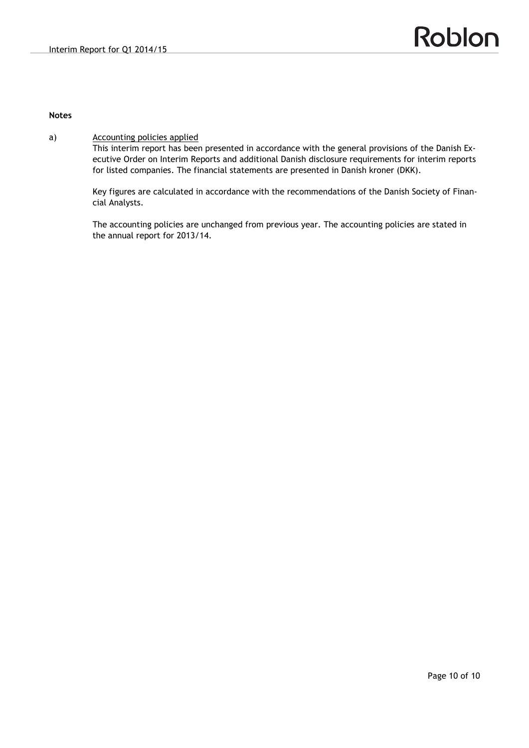**Notes**

a) <u>Accounting policies applied</u>

This interim report has been presented in accordance with the general provisions of the Danish Executive Order on Interim Reports and additional Danish disclosure requirements for interim reports for listed companies. The financial statements are presented in Danish kroner (DKK).

Key figures are calculated in accordance with the recommendations of the Danish Society of Financial Analysts.

The accounting policies are unchanged from previous year. The accounting policies are stated in the annual report for 2013/14.